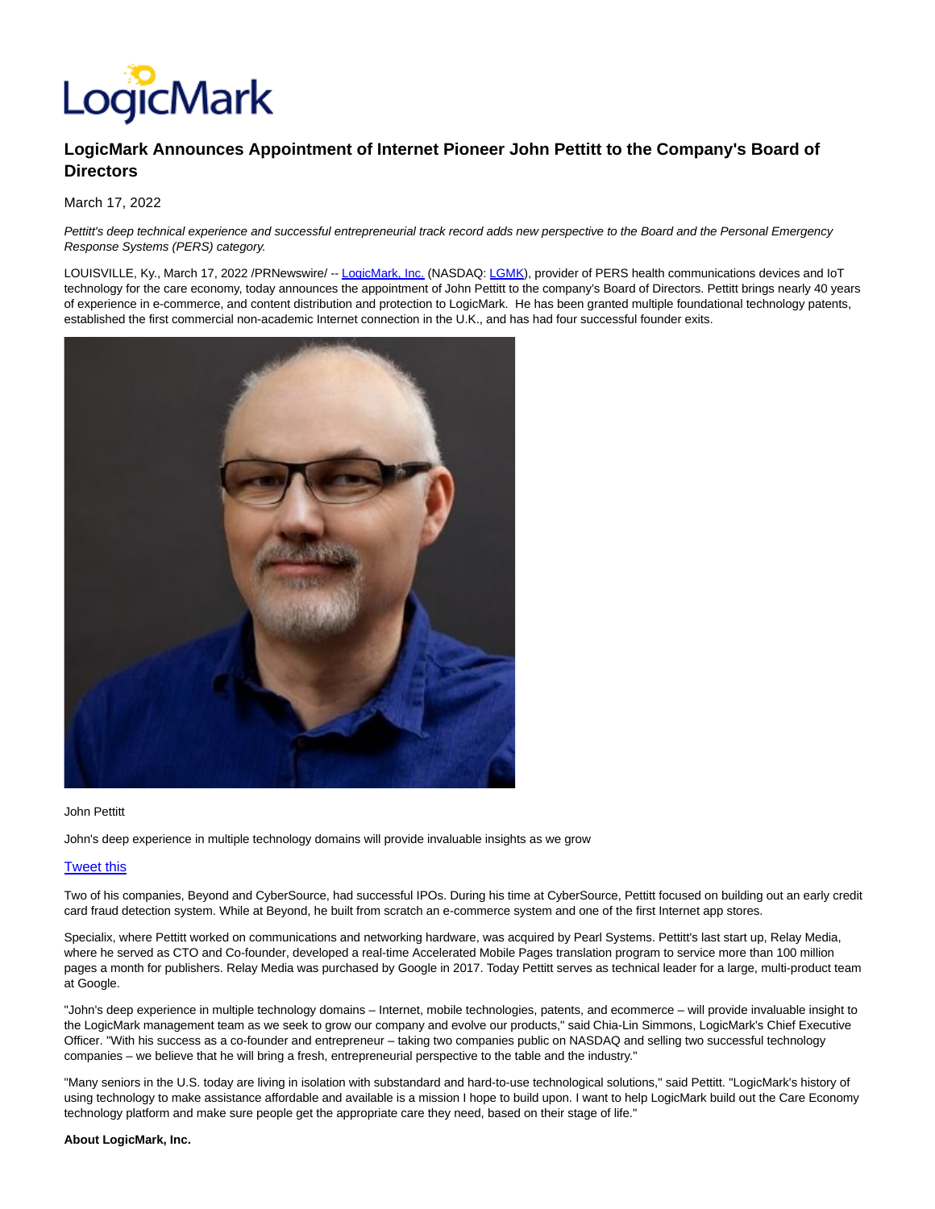LogicMark

# LogicMark Announces Appointment of Internet Pioneer John Pettitt to the Company's Board of Directors

March 17, 2022

*Pettitt's deep technical experience and successful entrepreneurial track record adds new perspective to the Board and the Personal Emergency Response Systems (PERS) category.*

LOUISVILLE, Ky., March 17, 2022 /PRNewswire/ -- LogicMark, Inc. (NASDAQ: LGMK), provider of PERS health communications devices and IoT technology for the care economy, today announces the appointment of John Pettitt to the company's Board of Directors. Pettitt brings nearly 40 years of experience in e-commerce, and content distribution and protection to LogicMark. He has been granted multiple foundational technology patents, established the first commercial non-academic Internet connection in the U.K., and has had four successful founder exits.

John Pettitt

John's deep experience in multiple technology domains will provide invaluable insights as we grow

Tweet this

Two of his companies, Beyond and CyberSource, had successful IPOs. During his time at CyberSource, Pettitt focused on building out an early credit card fraud detection system. While at Beyond, he built from scratch an e-commerce system and one of the first Internet app stores.

Specialix, where Pettitt worked on communications and networking hardware, was acquired by Pearl Systems. Pettitt's last start up, Relay Media, where he served as CTO and Co-founder, developed a real-time Accelerated Mobile Pages translation program to service more than 100 million pages a month for publishers. Relay Media was purchased by Google in 2017. Today Pettitt serves as technical leader for a large, multi-product team at Google.

"John's deep experience in multiple technology domains – Internet, mobile technologies, patents, and ecommerce – will provide invaluable insight to the LogicMark management team as we seek to grow our company and evolve our products," said Chia-Lin Simmons, LogicMark's Chief Executive Officer. "With his success as a co-founder and entrepreneur – taking two companies public on NASDAQ and selling two successful technology companies – we believe that he will bring a fresh, entrepreneurial perspective to the table and the industry."

"Many seniors in the U.S. today are living in isolation with substandard and hard-to-use technological solutions," said Pettitt. "LogicMark's history of using technology to make assistance affordable and available is a mission I hope to build upon. I want to help LogicMark build out the Care Economy technology platform and make sure people get the appropriate care they need, based on their stage of life."

**About LogicMark, Inc.**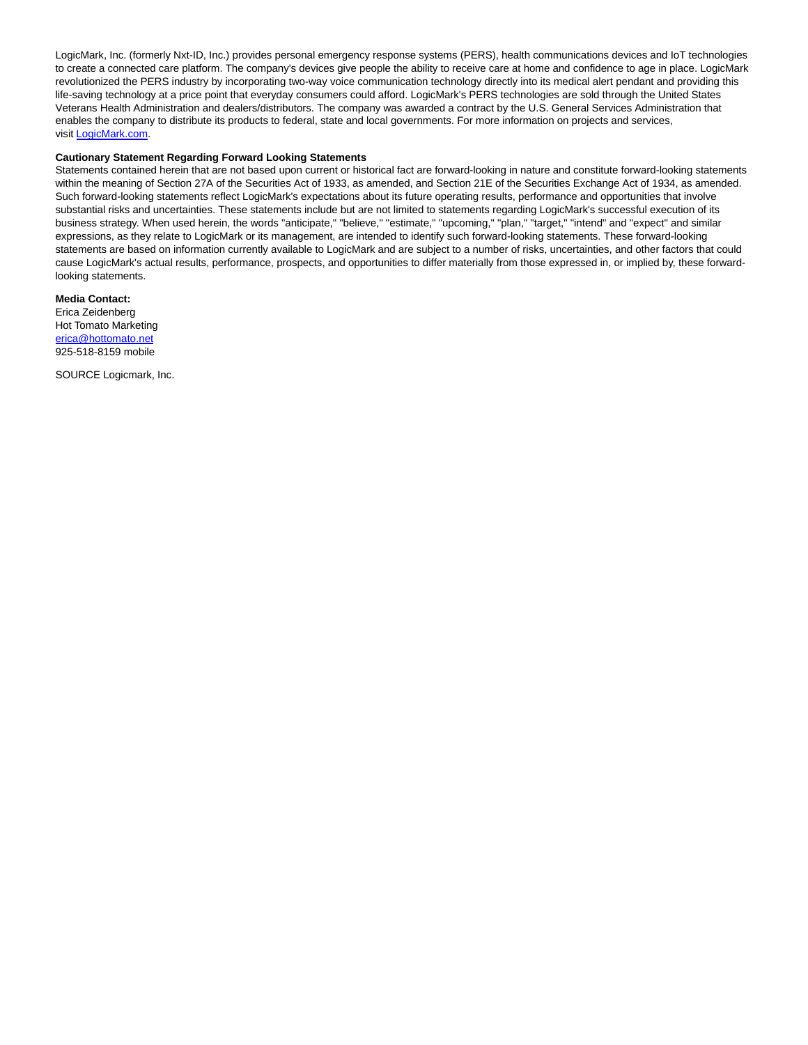LogicMark, Inc. (formerly Nxt-ID, Inc.) provides personal emergency response systems (PERS), health communications devices and IoT technologies to create a connected care platform. The company's devices give people the ability to receive care at home and confidence to age in place. LogicMark revolutionized the PERS industry by incorporating two-way voice communication technology directly into its medical alert pendant and providing this life-saving technology at a price point that everyday consumers could afford. LogicMark's PERS technologies are sold through the United States Veterans Health Administration and dealers/distributors. The company was awarded a contract by the U.S. General Services Administration that enables the company to distribute its products to federal, state and local governments. For more information on projects and services, visit [LogicMark.com](http://LogicMark.com).

**Cautionary Statement Regarding Forward Looking Statements**

Statements contained herein that are not based upon current or historical fact are forward-looking in nature and constitute forward-looking statements within the meaning of Section 27A of the Securities Act of 1933, as amended, and Section 21E of the Securities Exchange Act of 1934, as amended. Such forward-looking statements reflect LogicMark's expectations about its future operating results, performance and opportunities that involve substantial risks and uncertainties. These statements include but are not limited to statements regarding LogicMark's successful execution of its business strategy. When used herein, the words "anticipate," "believe," "estimate," "upcoming," "plan," "target," "intend" and "expect" and similar expressions, as they relate to LogicMark or its management, are intended to identify such forward-looking statements. These forward-looking statements are based on information currently available to LogicMark and are subject to a number of risks, uncertainties, and other factors that could cause LogicMark's actual results, performance, prospects, and opportunities to differ materially from those expressed in, or implied by, these forward-looking statements.

**Media Contact:**
Erica Zeidenberg
Hot Tomato Marketing
[erica@hottomato.net](mailto:erica@hottomato.net)
925-518-8159 mobile

SOURCE Logicmark, Inc.